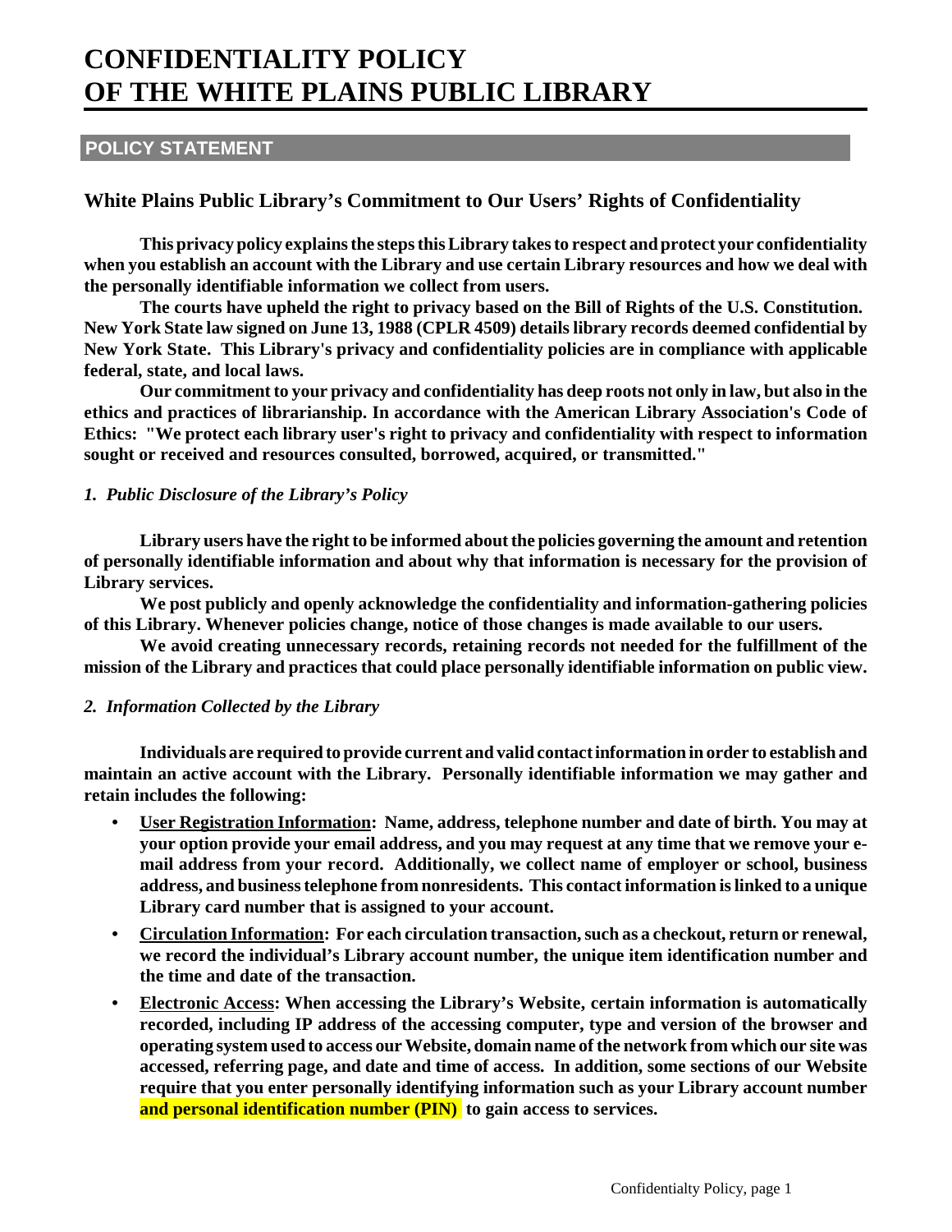# CONFIDENTIALITY POLICY OF THE WHITE PLAINS PUBLIC LIBRARY

## POLICY STATEMENT

### White Plains Public Library's Commitment to Our Users' Rights of Confidentiality

**This privacy policy explains the steps this Library takes to respect and protect your confidentiality when you establish an account with the Library and use certain Library resources and how we deal with the personally identifiable information we collect from users.**

**The courts have upheld the right to privacy based on the Bill of Rights of the U.S. Constitution. New York State law signed on June 13, 1988 (CPLR 4509) details library records deemed confidential by New York State. This Library's privacy and confidentiality policies are in compliance with applicable federal, state, and local laws.**

**Our commitment to your privacy and confidentiality has deep roots not only in law, but also in the ethics and practices of librarianship. In accordance with the American Library Association's Code of Ethics: "We protect each library user's right to privacy and confidentiality with respect to information sought or received and resources consulted, borrowed, acquired, or transmitted."**

*1. Public Disclosure of the Library's Policy*

**Library users have the right to be informed about the policies governing the amount and retention of personally identifiable information and about why that information is necessary for the provision of Library services.**

**We post publicly and openly acknowledge the confidentiality and information-gathering policies of this Library. Whenever policies change, notice of those changes is made available to our users.**

**We avoid creating unnecessary records, retaining records not needed for the fulfillment of the mission of the Library and practices that could place personally identifiable information on public view.**

*2. Information Collected by the Library*

**Individuals are required to provide current and valid contact information in order to establish and maintain an active account with the Library. Personally identifiable information we may gather and retain includes the following:**

- **User Registration Information: Name, address, telephone number and date of birth. You may at your option provide your email address, and you may request at any time that we remove your e-mail address from your record. Additionally, we collect name of employer or school, business address, and business telephone from nonresidents. This contact information is linked to a unique Library card number that is assigned to your account.**
- **Circulation Information: For each circulation transaction, such as a checkout, return or renewal, we record the individual's Library account number, the unique item identification number and the time and date of the transaction.**
- **Electronic Access: When accessing the Library's Website, certain information is automatically recorded, including IP address of the accessing computer, type and version of the browser and operating system used to access our Website, domain name of the network from which our site was accessed, referring page, and date and time of access. In addition, some sections of our Website require that you enter personally identifying information such as your Library account number and personal identification number (PIN) to gain access to services.**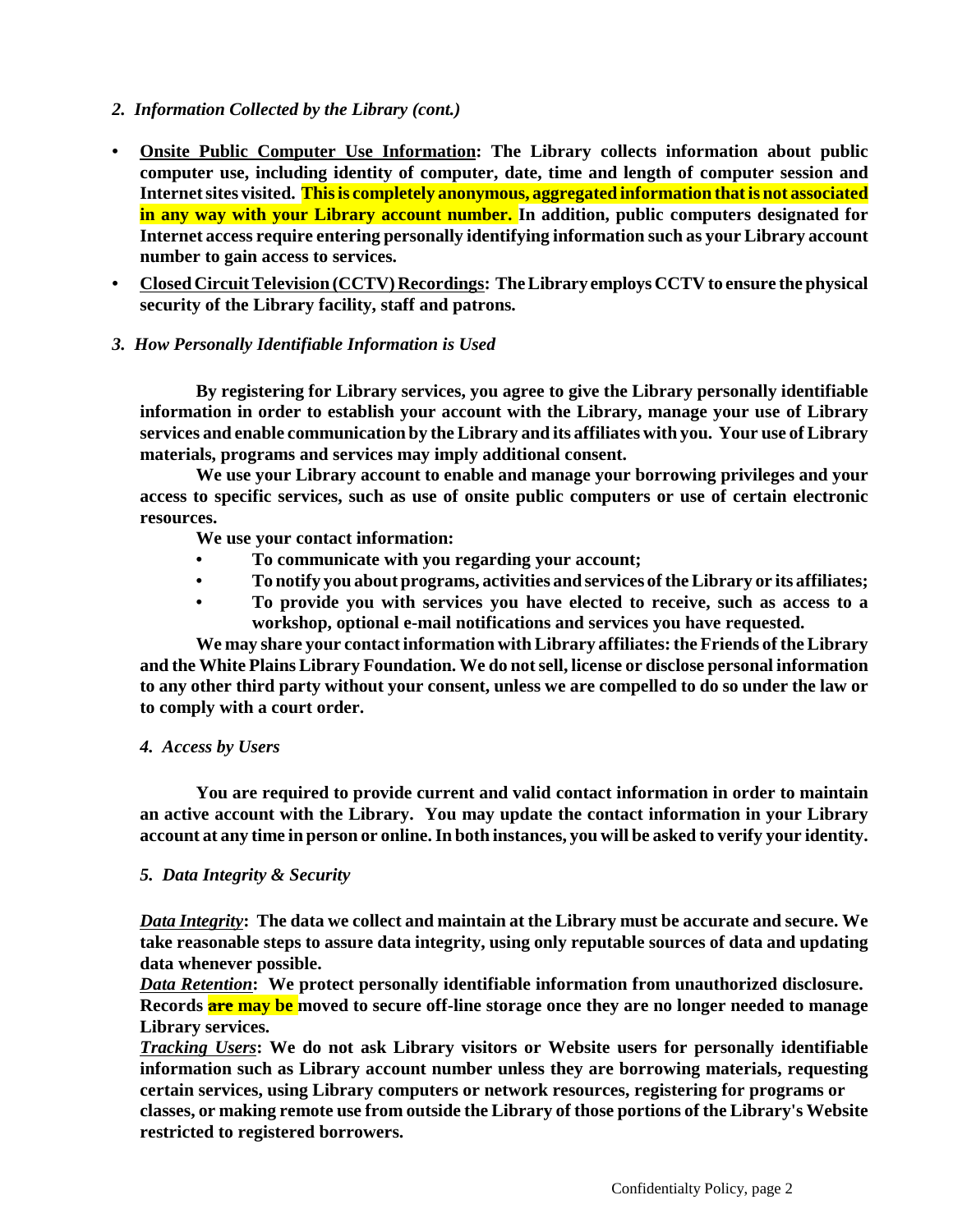*2. Information Collected by the Library (cont.)*

- **Onsite Public Computer Use Information: The Library collects information about public computer use, including identity of computer, date, time and length of computer session and Internet sites visited. This is completely anonymous, aggregated information that is not associated in any way with your Library account number. In addition, public computers designated for Internet access require entering personally identifying information such as your Library account number to gain access to services.**
- **Closed Circuit Television (CCTV) Recordings: The Library employs CCTV to ensure the physical security of the Library facility, staff and patrons.**

*3. How Personally Identifiable Information is Used*

**By registering for Library services, you agree to give the Library personally identifiable information in order to establish your account with the Library, manage your use of Library services and enable communication by the Library and its affiliates with you. Your use of Library materials, programs and services may imply additional consent.**

**We use your Library account to enable and manage your borrowing privileges and your access to specific services, such as use of onsite public computers or use of certain electronic resources.**

**We use your contact information:**

- **To communicate with you regarding your account;**
- **To notify you about programs, activities and services of the Library or its affiliates;**
- **To provide you with services you have elected to receive, such as access to a workshop, optional e-mail notifications and services you have requested.**

**We may share your contact information with Library affiliates: the Friends of the Library and the White Plains Library Foundation. We do not sell, license or disclose personal information to any other third party without your consent, unless we are compelled to do so under the law or to comply with a court order.**

*4. Access by Users*

**You are required to provide current and valid contact information in order to maintain an active account with the Library. You may update the contact information in your Library account at any time in person or online. In both instances, you will be asked to verify your identity.**

*5. Data Integrity & Security*

***Data Integrity*: The data we collect and maintain at the Library must be accurate and secure. We take reasonable steps to assure data integrity, using only reputable sources of data and updating data whenever possible.**

***Data Retention*: We protect personally identifiable information from unauthorized disclosure. Records ~~are~~ may be moved to secure off-line storage once they are no longer needed to manage Library services.**

***Tracking Users*: We do not ask Library visitors or Website users for personally identifiable information such as Library account number unless they are borrowing materials, requesting certain services, using Library computers or network resources, registering for programs or classes, or making remote use from outside the Library of those portions of the Library's Website restricted to registered borrowers.**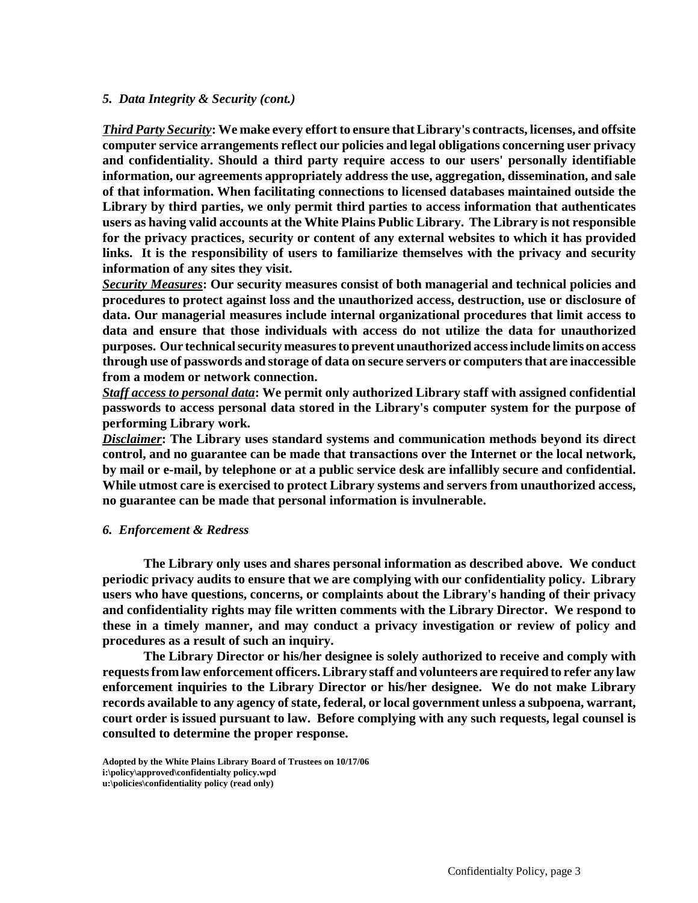*5. Data Integrity & Security (cont.)*

***Third Party Security*: We make every effort to ensure that Library's contracts, licenses, and offsite computer service arrangements reflect our policies and legal obligations concerning user privacy and confidentiality. Should a third party require access to our users' personally identifiable information, our agreements appropriately address the use, aggregation, dissemination, and sale of that information. When facilitating connections to licensed databases maintained outside the Library by third parties, we only permit third parties to access information that authenticates users as having valid accounts at the White Plains Public Library. The Library is not responsible for the privacy practices, security or content of any external websites to which it has provided links. It is the responsibility of users to familiarize themselves with the privacy and security information of any sites they visit.**

***Security Measures*: Our security measures consist of both managerial and technical policies and procedures to protect against loss and the unauthorized access, destruction, use or disclosure of data. Our managerial measures include internal organizational procedures that limit access to data and ensure that those individuals with access do not utilize the data for unauthorized purposes. Our technical security measures to prevent unauthorized access include limits on access through use of passwords and storage of data on secure servers or computers that are inaccessible from a modem or network connection.**

***Staff access to personal data*: We permit only authorized Library staff with assigned confidential passwords to access personal data stored in the Library's computer system for the purpose of performing Library work.**

***Disclaimer*: The Library uses standard systems and communication methods beyond its direct control, and no guarantee can be made that transactions over the Internet or the local network, by mail or e-mail, by telephone or at a public service desk are infallibly secure and confidential. While utmost care is exercised to protect Library systems and servers from unauthorized access, no guarantee can be made that personal information is invulnerable.**

*6. Enforcement & Redress*

**The Library only uses and shares personal information as described above. We conduct periodic privacy audits to ensure that we are complying with our confidentiality policy. Library users who have questions, concerns, or complaints about the Library's handing of their privacy and confidentiality rights may file written comments with the Library Director. We respond to these in a timely manner, and may conduct a privacy investigation or review of policy and procedures as a result of such an inquiry.**

**The Library Director or his/her designee is solely authorized to receive and comply with requests from law enforcement officers. Library staff and volunteers are required to refer any law enforcement inquiries to the Library Director or his/her designee. We do not make Library records available to any agency of state, federal, or local government unless a subpoena, warrant, court order is issued pursuant to law. Before complying with any such requests, legal counsel is consulted to determine the proper response.**

**Adopted by the White Plains Library Board of Trustees on 10/17/06**
**i:\policy\approved\confidentialty policy.wpd**
**u:\policies\confidentiality policy (read only)**